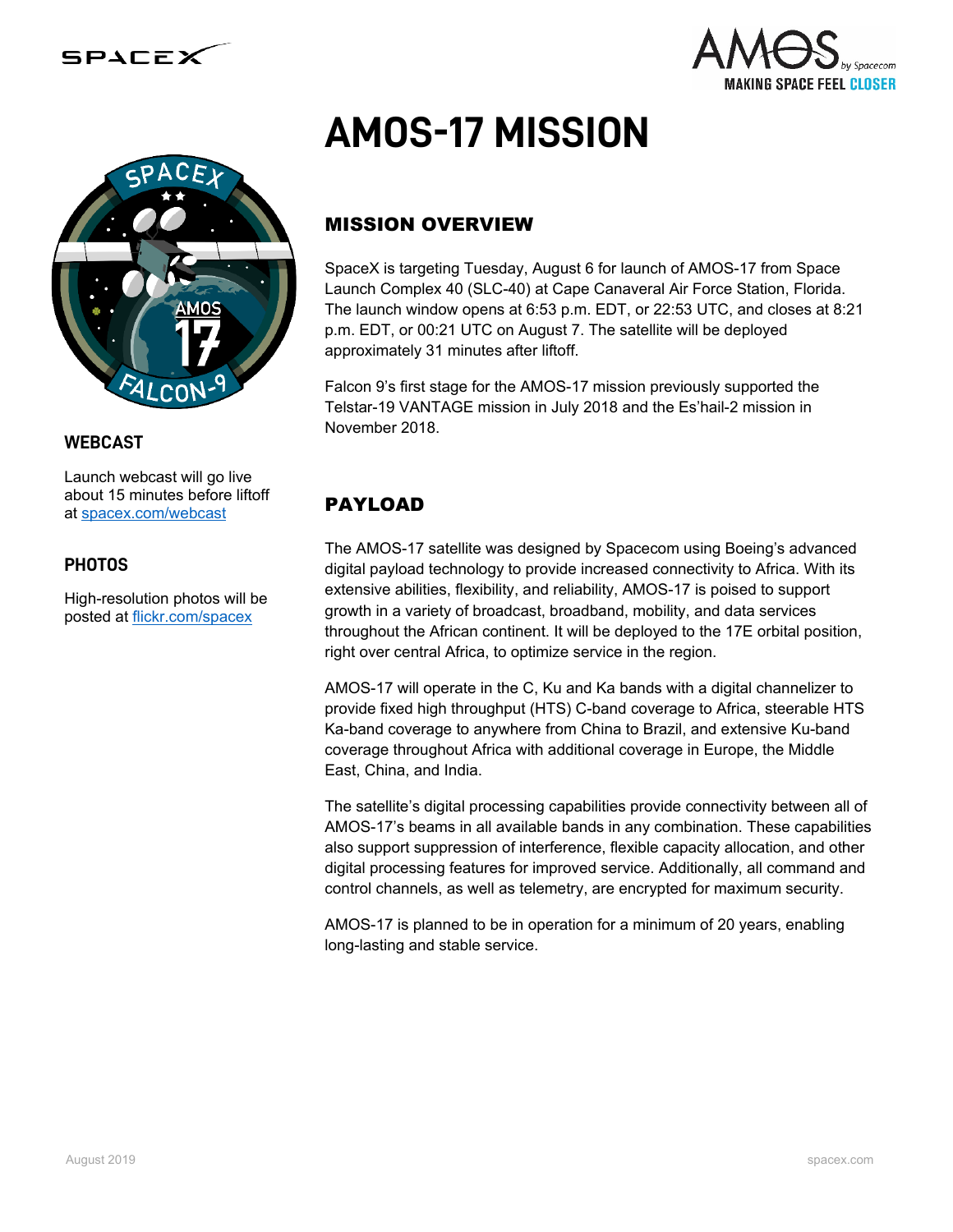# AMOS-17 MISSION

## MISSION OVERVIEW

SpaceX is targeting Tuesday, August 6 for launch of AMOS-17 from Space Launch Complex 40 (SLC-40) at Cape Canaveral Air Force Station, Florida. The launch window opens at 6:53 p.m. EDT, or 22:53 UTC, and closes at 8:21 p.m. EDT, or 00:21 UTC on August 7. The satellite will be deployed approximately 31 minutes after liftoff.

Falcon 9's first stage for the AMOS-17 mission previously supported the Telstar-19 VANTAGE mission in July 2018 and the Es'hail-2 mission in November 2018.

## WEBCAST

Launch webcast will go live about 15 minutes before liftoff at [spacex.com/webcast](spacex.com/webcast)

## PHOTOS

High-resolution photos will be posted at [flickr.com/spacex](flickr.com/spacex)

## PAYLOAD

The AMOS-17 satellite was designed by Spacecom using Boeing's advanced digital payload technology to provide increased connectivity to Africa. With its extensive abilities, flexibility, and reliability, AMOS-17 is poised to support growth in a variety of broadcast, broadband, mobility, and data services throughout the African continent. It will be deployed to the 17E orbital position, right over central Africa, to optimize service in the region.

AMOS-17 will operate in the C, Ku and Ka bands with a digital channelizer to provide fixed high throughput (HTS) C-band coverage to Africa, steerable HTS Ka-band coverage to anywhere from China to Brazil, and extensive Ku-band coverage throughout Africa with additional coverage in Europe, the Middle East, China, and India.

The satellite's digital processing capabilities provide connectivity between all of AMOS-17's beams in all available bands in any combination. These capabilities also support suppression of interference, flexible capacity allocation, and other digital processing features for improved service. Additionally, all command and control channels, as well as telemetry, are encrypted for maximum security.

AMOS-17 is planned to be in operation for a minimum of 20 years, enabling long-lasting and stable service.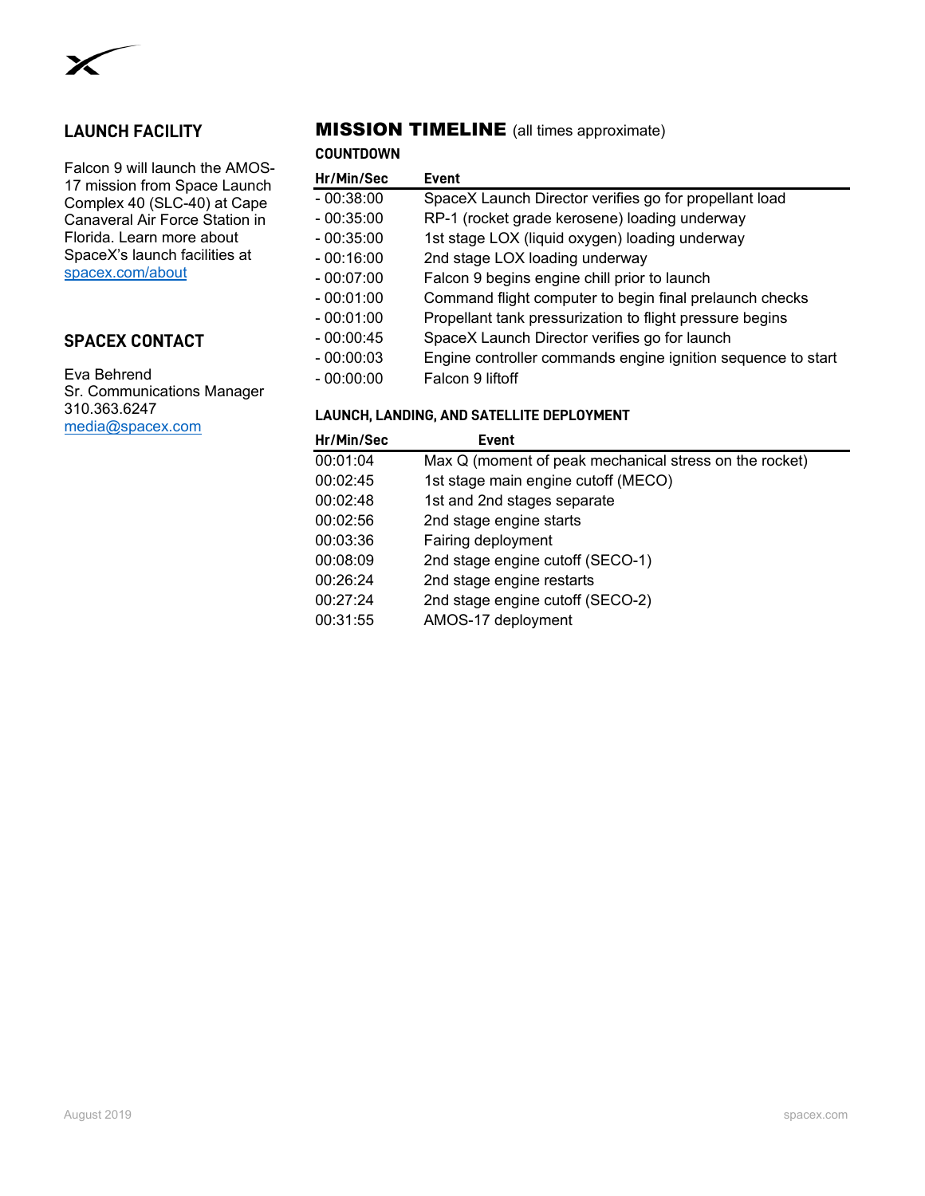## LAUNCH FACILITY

Falcon 9 will launch the AMOS-17 mission from Space Launch Complex 40 (SLC-40) at Cape Canaveral Air Force Station in Florida. Learn more about SpaceX's launch facilities at [spacex.com/about](spacex.com/about)

## SPACEX CONTACT

Eva Behrend
Sr. Communications Manager
310.363.6247
[media@spacex.com](mailto:media@spacex.com)

## MISSION TIMELINE (all times approximate)

### COUNTDOWN

| Hr/Min/Sec | Event |
|---|---|
| - 00:38:00 | SpaceX Launch Director verifies go for propellant load |
| - 00:35:00 | RP-1 (rocket grade kerosene) loading underway |
| - 00:35:00 | 1st stage LOX (liquid oxygen) loading underway |
| - 00:16:00 | 2nd stage LOX loading underway |
| - 00:07:00 | Falcon 9 begins engine chill prior to launch |
| - 00:01:00 | Command flight computer to begin final prelaunch checks |
| - 00:01:00 | Propellant tank pressurization to flight pressure begins |
| - 00:00:45 | SpaceX Launch Director verifies go for launch |
| - 00:00:03 | Engine controller commands engine ignition sequence to start |
| - 00:00:00 | Falcon 9 liftoff |

### LAUNCH, LANDING, AND SATELLITE DEPLOYMENT

| Hr/Min/Sec | Event |
|---|---|
| 00:01:04 | Max Q (moment of peak mechanical stress on the rocket) |
| 00:02:45 | 1st stage main engine cutoff (MECO) |
| 00:02:48 | 1st and 2nd stages separate |
| 00:02:56 | 2nd stage engine starts |
| 00:03:36 | Fairing deployment |
| 00:08:09 | 2nd stage engine cutoff (SECO-1) |
| 00:26:24 | 2nd stage engine restarts |
| 00:27:24 | 2nd stage engine cutoff (SECO-2) |
| 00:31:55 | AMOS-17 deployment |